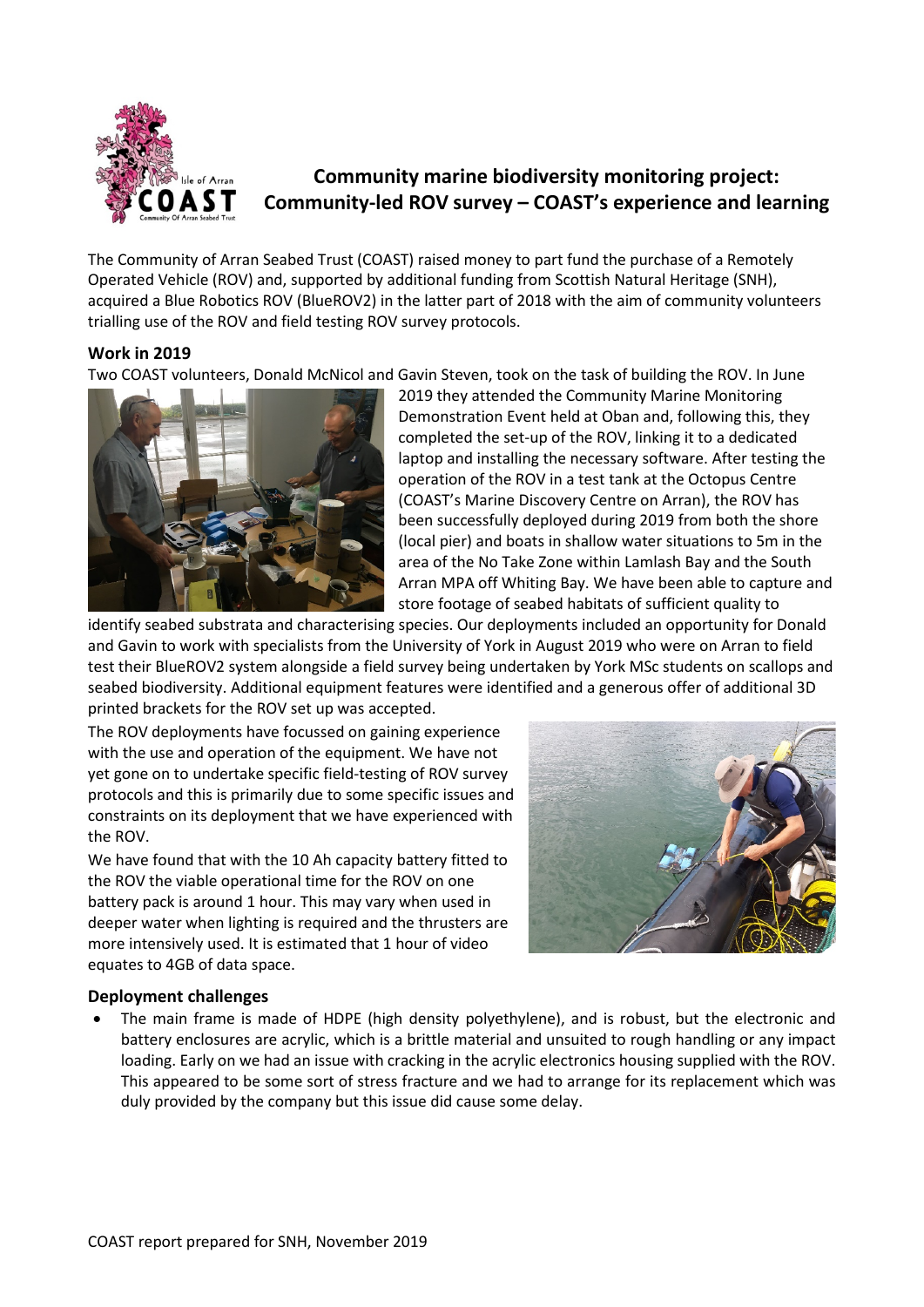# Community marine biodiversity monitoring project: Community-led ROV survey – COAST's experience and learning

The Community of Arran Seabed Trust (COAST) raised money to part fund the purchase of a Remotely Operated Vehicle (ROV) and, supported by additional funding from Scottish Natural Heritage (SNH), acquired a Blue Robotics ROV (BlueROV2) in the latter part of 2018 with the aim of community volunteers trialling use of the ROV and field testing ROV survey protocols.

## Work in 2019

Two COAST volunteers, Donald McNicol and Gavin Steven, took on the task of building the ROV. In June 2019 they attended the Community Marine Monitoring Demonstration Event held at Oban and, following this, they completed the set-up of the ROV, linking it to a dedicated laptop and installing the necessary software. After testing the operation of the ROV in a test tank at the Octopus Centre (COAST's Marine Discovery Centre on Arran), the ROV has been successfully deployed during 2019 from both the shore (local pier) and boats in shallow water situations to 5m in the area of the No Take Zone within Lamlash Bay and the South Arran MPA off Whiting Bay. We have been able to capture and store footage of seabed habitats of sufficient quality to identify seabed substrata and characterising species. Our deployments included an opportunity for Donald and Gavin to work with specialists from the University of York in August 2019 who were on Arran to field test their BlueROV2 system alongside a field survey being undertaken by York MSc students on scallops and seabed biodiversity. Additional equipment features were identified and a generous offer of additional 3D printed brackets for the ROV set up was accepted.

The ROV deployments have focussed on gaining experience with the use and operation of the equipment. We have not yet gone on to undertake specific field-testing of ROV survey protocols and this is primarily due to some specific issues and constraints on its deployment that we have experienced with the ROV.

We have found that with the 10 Ah capacity battery fitted to the ROV the viable operational time for the ROV on one battery pack is around 1 hour. This may vary when used in deeper water when lighting is required and the thrusters are more intensively used. It is estimated that 1 hour of video equates to 4GB of data space.

## Deployment challenges

- The main frame is made of HDPE (high density polyethylene), and is robust, but the electronic and battery enclosures are acrylic, which is a brittle material and unsuited to rough handling or any impact loading. Early on we had an issue with cracking in the acrylic electronics housing supplied with the ROV. This appeared to be some sort of stress fracture and we had to arrange for its replacement which was duly provided by the company but this issue did cause some delay.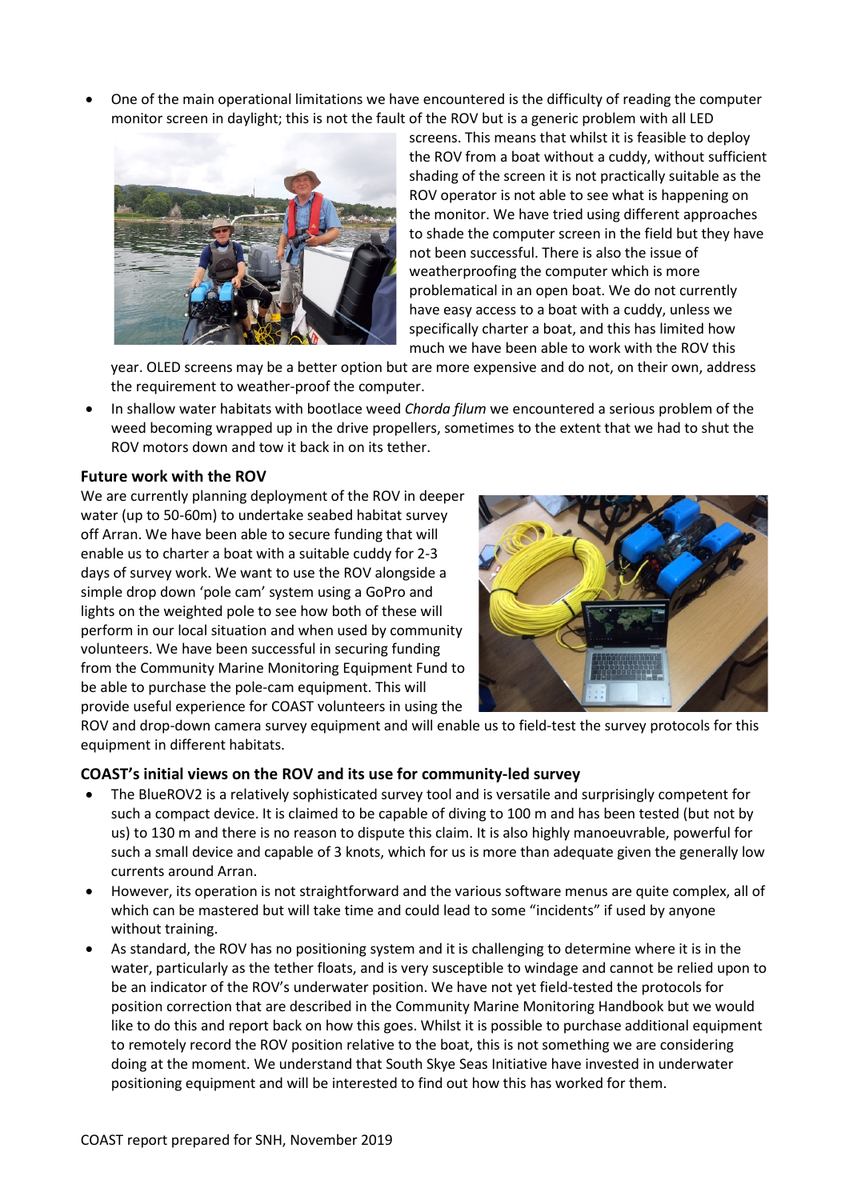- One of the main operational limitations we have encountered is the difficulty of reading the computer monitor screen in daylight; this is not the fault of the ROV but is a generic problem with all LED screens. This means that whilst it is feasible to deploy the ROV from a boat without a cuddy, without sufficient shading of the screen it is not practically suitable as the ROV operator is not able to see what is happening on the monitor. We have tried using different approaches to shade the computer screen in the field but they have not been successful. There is also the issue of weatherproofing the computer which is more problematical in an open boat. We do not currently have easy access to a boat with a cuddy, unless we specifically charter a boat, and this has limited how much we have been able to work with the ROV this year. OLED screens may be a better option but are more expensive and do not, on their own, address the requirement to weather-proof the computer.
- In shallow water habitats with bootlace weed *Chorda filum* we encountered a serious problem of the weed becoming wrapped up in the drive propellers, sometimes to the extent that we had to shut the ROV motors down and tow it back in on its tether.

### Future work with the ROV

We are currently planning deployment of the ROV in deeper water (up to 50-60m) to undertake seabed habitat survey off Arran. We have been able to secure funding that will enable us to charter a boat with a suitable cuddy for 2-3 days of survey work. We want to use the ROV alongside a simple drop down 'pole cam' system using a GoPro and lights on the weighted pole to see how both of these will perform in our local situation and when used by community volunteers. We have been successful in securing funding from the Community Marine Monitoring Equipment Fund to be able to purchase the pole-cam equipment. This will provide useful experience for COAST volunteers in using the ROV and drop-down camera survey equipment and will enable us to field-test the survey protocols for this equipment in different habitats.

### COAST's initial views on the ROV and its use for community-led survey

- The BlueROV2 is a relatively sophisticated survey tool and is versatile and surprisingly competent for such a compact device. It is claimed to be capable of diving to 100 m and has been tested (but not by us) to 130 m and there is no reason to dispute this claim. It is also highly manoeuvrable, powerful for such a small device and capable of 3 knots, which for us is more than adequate given the generally low currents around Arran.
- However, its operation is not straightforward and the various software menus are quite complex, all of which can be mastered but will take time and could lead to some "incidents" if used by anyone without training.
- As standard, the ROV has no positioning system and it is challenging to determine where it is in the water, particularly as the tether floats, and is very susceptible to windage and cannot be relied upon to be an indicator of the ROV's underwater position. We have not yet field-tested the protocols for position correction that are described in the Community Marine Monitoring Handbook but we would like to do this and report back on how this goes. Whilst it is possible to purchase additional equipment to remotely record the ROV position relative to the boat, this is not something we are considering doing at the moment. We understand that South Skye Seas Initiative have invested in underwater positioning equipment and will be interested to find out how this has worked for them.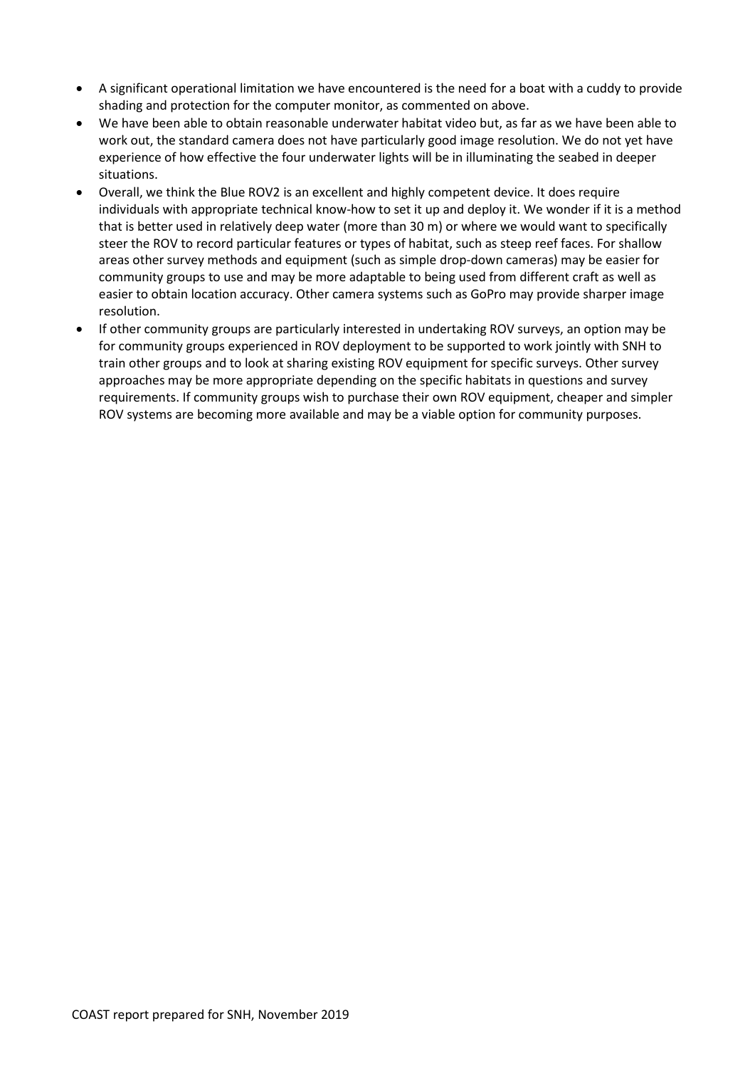- A significant operational limitation we have encountered is the need for a boat with a cuddy to provide shading and protection for the computer monitor, as commented on above.
- We have been able to obtain reasonable underwater habitat video but, as far as we have been able to work out, the standard camera does not have particularly good image resolution. We do not yet have experience of how effective the four underwater lights will be in illuminating the seabed in deeper situations.
- Overall, we think the Blue ROV2 is an excellent and highly competent device. It does require individuals with appropriate technical know-how to set it up and deploy it. We wonder if it is a method that is better used in relatively deep water (more than 30 m) or where we would want to specifically steer the ROV to record particular features or types of habitat, such as steep reef faces. For shallow areas other survey methods and equipment (such as simple drop-down cameras) may be easier for community groups to use and may be more adaptable to being used from different craft as well as easier to obtain location accuracy. Other camera systems such as GoPro may provide sharper image resolution.
- If other community groups are particularly interested in undertaking ROV surveys, an option may be for community groups experienced in ROV deployment to be supported to work jointly with SNH to train other groups and to look at sharing existing ROV equipment for specific surveys. Other survey approaches may be more appropriate depending on the specific habitats in questions and survey requirements. If community groups wish to purchase their own ROV equipment, cheaper and simpler ROV systems are becoming more available and may be a viable option for community purposes.